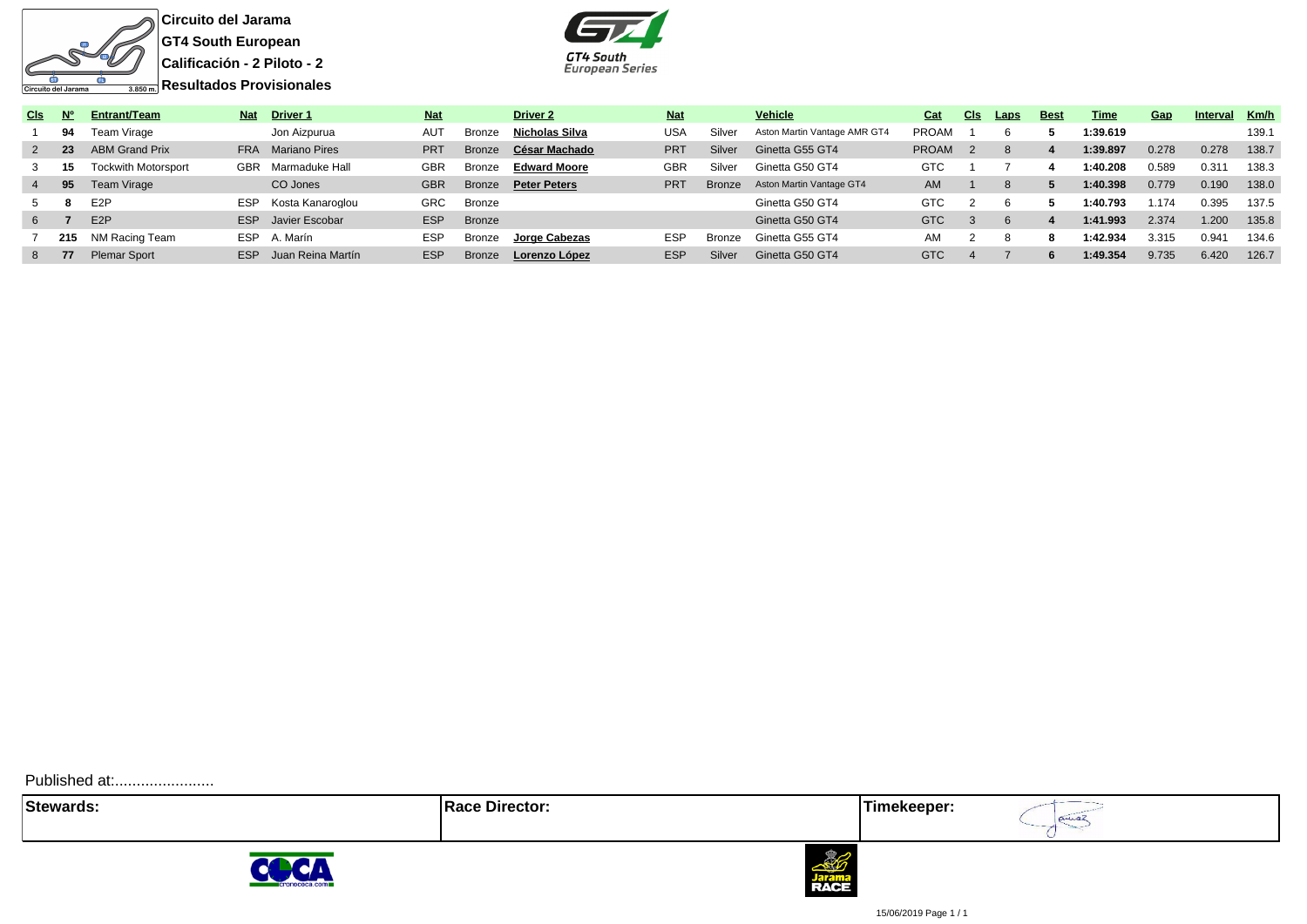**Circuito del Jarama**
**GT4 South European**
**Calificación - 2 Piloto - 2**
**Resultados Provisionales**

| Cls | Nº | Entrant/Team | Nat | Driver 1 | Nat | | Driver 2 | Nat | | Vehicle | Cat | Cls | Laps | Best | Time | Gap | Interval | Km/h |
|---|---|---|---|---|---|---|---|---|---|---|---|---|---|---|---|---|---|---|
| 1 | 94 | Team Virage | | Jon Aizpurua | AUT | Bronze | **Nicholas Silva** | USA | Silver | Aston Martin Vantage AMR GT4 | PROAM | 1 | 6 | 5 | 1:39.619 | | | 139.1 |
| 2 | 23 | ABM Grand Prix | FRA | Mariano Pires | PRT | Bronze | **César Machado** | PRT | Silver | Ginetta G55 GT4 | PROAM | 2 | 8 | 4 | 1:39.897 | 0.278 | 0.278 | 138.7 |
| 3 | 15 | Tockwith Motorsport | GBR | Marmaduke Hall | GBR | Bronze | **Edward Moore** | GBR | Silver | Ginetta G50 GT4 | GTC | 1 | 7 | 4 | 1:40.208 | 0.589 | 0.311 | 138.3 |
| 4 | 95 | Team Virage | | CO Jones | GBR | Bronze | **Peter Peters** | PRT | Bronze | Aston Martin Vantage GT4 | AM | 1 | 8 | 5 | 1:40.398 | 0.779 | 0.190 | 138.0 |
| 5 | 8 | E2P | ESP | Kosta Kanaroglou | GRC | Bronze | | | | Ginetta G50 GT4 | GTC | 2 | 6 | 5 | 1:40.793 | 1.174 | 0.395 | 137.5 |
| 6 | 7 | E2P | ESP | Javier Escobar | ESP | Bronze | | | | Ginetta G50 GT4 | GTC | 3 | 6 | 4 | 1:41.993 | 2.374 | 1.200 | 135.8 |
| 7 | 215 | NM Racing Team | ESP | A. Marín | ESP | Bronze | **Jorge Cabezas** | ESP | Bronze | Ginetta G55 GT4 | AM | 2 | 8 | 8 | 1:42.934 | 3.315 | 0.941 | 134.6 |
| 8 | 77 | Plemar Sport | ESP | Juan Reina Martín | ESP | Bronze | **Lorenzo López** | ESP | Silver | Ginetta G50 GT4 | GTC | 4 | 7 | 6 | 1:49.354 | 9.735 | 6.420 | 126.7 |

Published at:.......................

| Stewards: | Race Director: | Timekeeper: |
|---|---|---|
| | | |

15/06/2019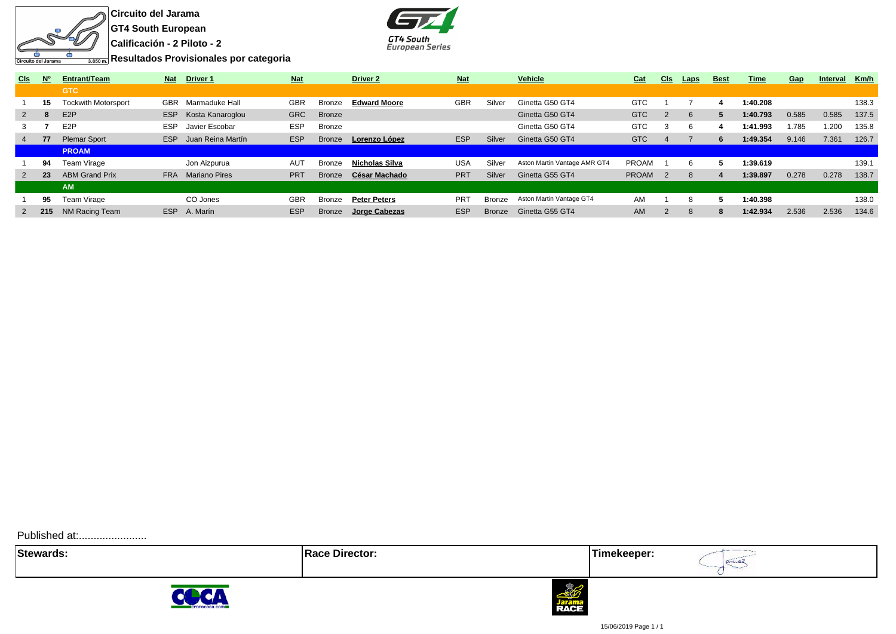**Circuito del Jarama**
**GT4 South European**
**Calificación - 2 Piloto - 2**
**Resultados Provisionales por categoria**

| Cls | Nº | Entrant/Team | Nat | Driver 1 | Nat | | Driver 2 | Nat | | Vehicle | Cat | Cls | Laps | Best | Time | Gap | Interval | Km/h |
|---|---|---|---|---|---|---|---|---|---|---|---|---|---|---|---|---|---|---|
| | | **GTC** | | | | | | | | | | | | | | | | |
| 1 | **15** | Tockwith Motorsport | GBR | Marmaduke Hall | GBR | Bronze | **Edward Moore** | GBR | Silver | Ginetta G50 GT4 | GTC | 1 | 7 | **4** | **1:40.208** | | | 138.3 |
| 2 | **8** | E2P | ESP | Kosta Kanaroglou | GRC | Bronze | | | | Ginetta G50 GT4 | GTC | 2 | 6 | **5** | **1:40.793** | 0.585 | 0.585 | 137.5 |
| 3 | **7** | E2P | ESP | Javier Escobar | ESP | Bronze | | | | Ginetta G50 GT4 | GTC | 3 | 6 | **4** | **1:41.993** | 1.785 | 1.200 | 135.8 |
| 4 | **77** | Plemar Sport | ESP | Juan Reina Martín | ESP | Bronze | **Lorenzo López** | ESP | Silver | Ginetta G50 GT4 | GTC | 4 | 7 | **6** | **1:49.354** | 9.146 | 7.361 | 126.7 |
| | | **PROAM** | | | | | | | | | | | | | | | | |
| 1 | **94** | Team Virage | | Jon Aizpurua | AUT | Bronze | **Nicholas Silva** | USA | Silver | Aston Martin Vantage AMR GT4 | PROAM | 1 | 6 | **5** | **1:39.619** | | | 139.1 |
| 2 | **23** | ABM Grand Prix | FRA | Mariano Pires | PRT | Bronze | **César Machado** | PRT | Silver | Ginetta G55 GT4 | PROAM | 2 | 8 | **4** | **1:39.897** | 0.278 | 0.278 | 138.7 |
| | | **AM** | | | | | | | | | | | | | | | | |
| 1 | **95** | Team Virage | | CO Jones | GBR | Bronze | **Peter Peters** | PRT | Bronze | Aston Martin Vantage GT4 | AM | 1 | 8 | **5** | **1:40.398** | | | 138.0 |
| 2 | **215** | NM Racing Team | ESP | A. Marín | ESP | Bronze | **Jorge Cabezas** | ESP | Bronze | Ginetta G55 GT4 | AM | 2 | 8 | **8** | **1:42.934** | 2.536 | 2.536 | 134.6 |

Published at:.......................

| Stewards: | Race Director: | Timekeeper: |
|---|---|---|
| | | |

15/06/2019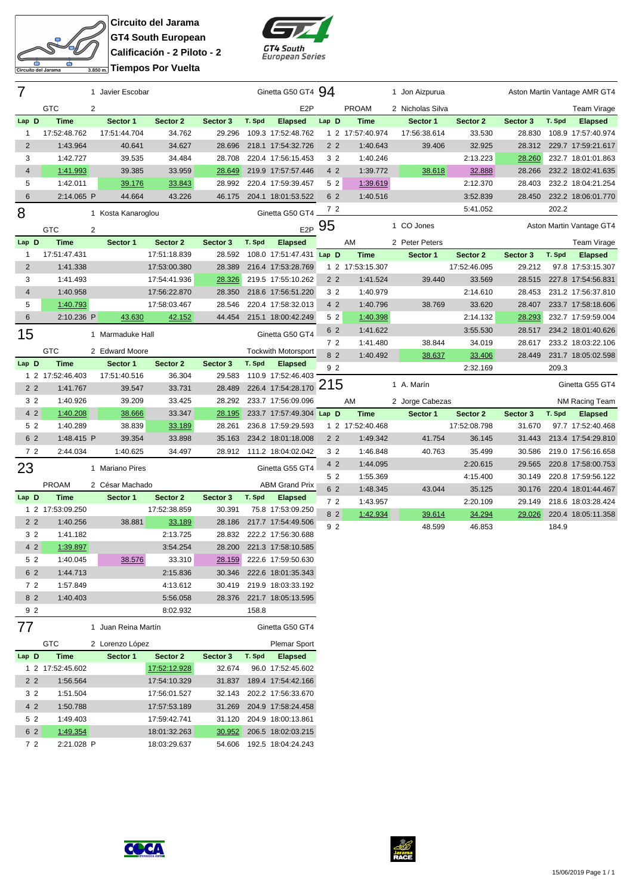# Circuito del Jarama
## GT4 South European
## Calificación - 2 Piloto - 2
## Tiempos Por Vuelta

Circuito del Jarama 3.850 m.

GT4 South European Series

### 7 — 1 Javier Escobar / 2 — Ginetta G50 GT4 — GTC — E2P

| Lap | D | Time | Sector 1 | Sector 2 | Sector 3 | T. Spd | Elapsed |
|---|---|---|---|---|---|---|---|
| 1 | | 17:52:48.762 | 17:51:44.704 | 34.762 | 29.296 | 109.3 | 17:52:48.762 |
| 2 | | 1:43.964 | 40.641 | 34.627 | 28.696 | 218.1 | 17:54:32.726 |
| 3 | | 1:42.727 | 39.535 | 34.484 | 28.708 | 220.4 | 17:56:15.453 |
| 4 | | 1:41.993 | 39.385 | 33.959 | 28.649 | 219.9 | 17:57:57.446 |
| 5 | | 1:42.011 | 39.176 | 33.843 | 28.992 | 220.4 | 17:59:39.457 |
| 6 | | 2:14.065 P | 44.664 | 43.226 | 46.175 | 204.1 | 18:01:53.522 |

### 8 — 1 Kosta Kanaroglou / 2 — Ginetta G50 GT4 — GTC — E2P

| Lap | D | Time | Sector 1 | Sector 2 | Sector 3 | T. Spd | Elapsed |
|---|---|---|---|---|---|---|---|
| 1 | | 17:51:47.431 | | 17:51:18.839 | 28.592 | 108.0 | 17:51:47.431 |
| 2 | | 1:41.338 | | 17:53:00.380 | 28.389 | 216.4 | 17:53:28.769 |
| 3 | | 1:41.493 | | 17:54:41.936 | 28.326 | 219.5 | 17:55:10.262 |
| 4 | | 1:40.958 | | 17:56:22.870 | 28.350 | 218.6 | 17:56:51.220 |
| 5 | | 1:40.793 | | 17:58:03.467 | 28.546 | 220.4 | 17:58:32.013 |
| 6 | | 2:10.236 P | 43.630 | 42.152 | 44.454 | 215.1 | 18:00:42.249 |

### 15 — 1 Marmaduke Hall / 2 Edward Moore — Ginetta G50 GT4 — GTC — Tockwith Motorsport

| Lap | D | Time | Sector 1 | Sector 2 | Sector 3 | T. Spd | Elapsed |
|---|---|---|---|---|---|---|---|
| 1 | 2 | 17:52:46.403 | 17:51:40.516 | 36.304 | 29.583 | 110.9 | 17:52:46.403 |
| 2 | 2 | 1:41.767 | 39.547 | 33.731 | 28.489 | 226.4 | 17:54:28.170 |
| 3 | 2 | 1:40.926 | 39.209 | 33.425 | 28.292 | 233.7 | 17:56:09.096 |
| 4 | 2 | 1:40.208 | 38.666 | 33.347 | 28.195 | 233.7 | 17:57:49.304 |
| 5 | 2 | 1:40.289 | 38.839 | 33.189 | 28.261 | 236.8 | 17:59:29.593 |
| 6 | 2 | 1:48.415 P | 39.354 | 33.898 | 35.163 | 234.2 | 18:01:18.008 |
| 7 | 2 | 2:44.034 | 1:40.625 | 34.497 | 28.912 | 111.2 | 18:04:02.042 |

### 23 — 1 Mariano Pires / 2 César Machado — Ginetta G55 GT4 — PROAM — ABM Grand Prix

| Lap | D | Time | Sector 1 | Sector 2 | Sector 3 | T. Spd | Elapsed |
|---|---|---|---|---|---|---|---|
| 1 | 2 | 17:53:09.250 | | 17:52:38.859 | 30.391 | 75.8 | 17:53:09.250 |
| 2 | 2 | 1:40.256 | 38.881 | 33.189 | 28.186 | 217.7 | 17:54:49.506 |
| 3 | 2 | 1:41.182 | | 2:13.725 | 28.832 | 222.2 | 17:56:30.688 |
| 4 | 2 | 1:39.897 | | 3:54.254 | 28.200 | 221.3 | 17:58:10.585 |
| 5 | 2 | 1:40.045 | 38.576 | 33.310 | 28.159 | 222.6 | 17:59:50.630 |
| 6 | 2 | 1:44.713 | | 2:15.836 | 30.346 | 222.6 | 18:01:35.343 |
| 7 | 2 | 1:57.849 | | 4:13.612 | 30.419 | 219.9 | 18:03:33.192 |
| 8 | 2 | 1:40.403 | | 5:56.058 | 28.376 | 221.7 | 18:05:13.595 |
| 9 | 2 | | | 8:02.932 | | 158.8 | |

### 77 — 1 Juan Reina Martín / 2 Lorenzo López — Ginetta G50 GT4 — GTC — Plemar Sport

| Lap | D | Time | Sector 1 | Sector 2 | Sector 3 | T. Spd | Elapsed |
|---|---|---|---|---|---|---|---|
| 1 | 2 | 17:52:45.602 | | 17:52:12.928 | 32.674 | 96.0 | 17:52:45.602 |
| 2 | 2 | 1:56.564 | | 17:54:10.329 | 31.837 | 189.4 | 17:54:42.166 |
| 3 | 2 | 1:51.504 | | 17:56:01.527 | 32.143 | 202.2 | 17:56:33.670 |
| 4 | 2 | 1:50.788 | | 17:57:53.189 | 31.269 | 204.9 | 17:58:24.458 |
| 5 | 2 | 1:49.403 | | 17:59:42.741 | 31.120 | 204.9 | 18:00:13.861 |
| 6 | 2 | 1:49.354 | | 18:01:32.263 | 30.952 | 206.5 | 18:02:03.215 |
| 7 | 2 | 2:21.028 P | | 18:03:29.637 | 54.606 | 192.5 | 18:04:24.243 |

### 94 — 1 Jon Aizpurua / 2 Nicholas Silva — Aston Martin Vantage AMR GT4 — PROAM — Team Virage

| Lap | D | Time | Sector 1 | Sector 2 | Sector 3 | T. Spd | Elapsed |
|---|---|---|---|---|---|---|---|
| 1 | 2 | 17:57:40.974 | 17:56:38.614 | 33.530 | 28.830 | 108.9 | 17:57:40.974 |
| 2 | 2 | 1:40.643 | 39.406 | 32.925 | 28.312 | 229.7 | 17:59:21.617 |
| 3 | 2 | 1:40.246 | | 2:13.223 | 28.260 | 232.7 | 18:01:01.863 |
| 4 | 2 | 1:39.772 | 38.618 | 32.888 | 28.266 | 232.2 | 18:02:41.635 |
| 5 | 2 | 1:39.619 | | 2:12.370 | 28.403 | 232.2 | 18:04:21.254 |
| 6 | 2 | 1:40.516 | | 3:52.839 | 28.450 | 232.2 | 18:06:01.770 |
| 7 | 2 | | | 5:41.052 | | 202.2 | |

### 95 — 1 CO Jones / 2 Peter Peters — Aston Martin Vantage GT4 — AM — Team Virage

| Lap | D | Time | Sector 1 | Sector 2 | Sector 3 | T. Spd | Elapsed |
|---|---|---|---|---|---|---|---|
| 1 | 2 | 17:53:15.307 | | 17:52:46.095 | 29.212 | 97.8 | 17:53:15.307 |
| 2 | 2 | 1:41.524 | 39.440 | 33.569 | 28.515 | 227.8 | 17:54:56.831 |
| 3 | 2 | 1:40.979 | | 2:14.610 | 28.453 | 231.2 | 17:56:37.810 |
| 4 | 2 | 1:40.796 | 38.769 | 33.620 | 28.407 | 233.7 | 17:58:18.606 |
| 5 | 2 | 1:40.398 | | 2:14.132 | 28.293 | 232.7 | 17:59:59.004 |
| 6 | 2 | 1:41.622 | | 3:55.530 | 28.517 | 234.2 | 18:01:40.626 |
| 7 | 2 | 1:41.480 | 38.844 | 34.019 | 28.617 | 233.2 | 18:03:22.106 |
| 8 | 2 | 1:40.492 | 38.637 | 33.406 | 28.449 | 231.7 | 18:05:02.598 |
| 9 | 2 | | | 2:32.169 | | 209.3 | |

### 215 — 1 A. Marín / 2 Jorge Cabezas — Ginetta G55 GT4 — AM — NM Racing Team

| Lap | D | Time | Sector 1 | Sector 2 | Sector 3 | T. Spd | Elapsed |
|---|---|---|---|---|---|---|---|
| 1 | 2 | 17:52:40.468 | | 17:52:08.798 | 31.670 | 97.7 | 17:52:40.468 |
| 2 | 2 | 1:49.342 | 41.754 | 36.145 | 31.443 | 213.4 | 17:54:29.810 |
| 3 | 2 | 1:46.848 | 40.763 | 35.499 | 30.586 | 219.0 | 17:56:16.658 |
| 4 | 2 | 1:44.095 | | 2:20.615 | 29.565 | 220.8 | 17:58:00.753 |
| 5 | 2 | 1:55.369 | | 4:15.400 | 30.149 | 220.8 | 17:59:56.122 |
| 6 | 2 | 1:48.345 | 43.044 | 35.125 | 30.176 | 220.4 | 18:01:44.467 |
| 7 | 2 | 1:43.957 | | 2:20.109 | 29.149 | 218.6 | 18:03:28.424 |
| 8 | 2 | 1:42.934 | 39.614 | 34.294 | 29.026 | 220.4 | 18:05:11.358 |
| 9 | 2 | | 48.599 | 46.853 | | 184.9 | |

15/06/2019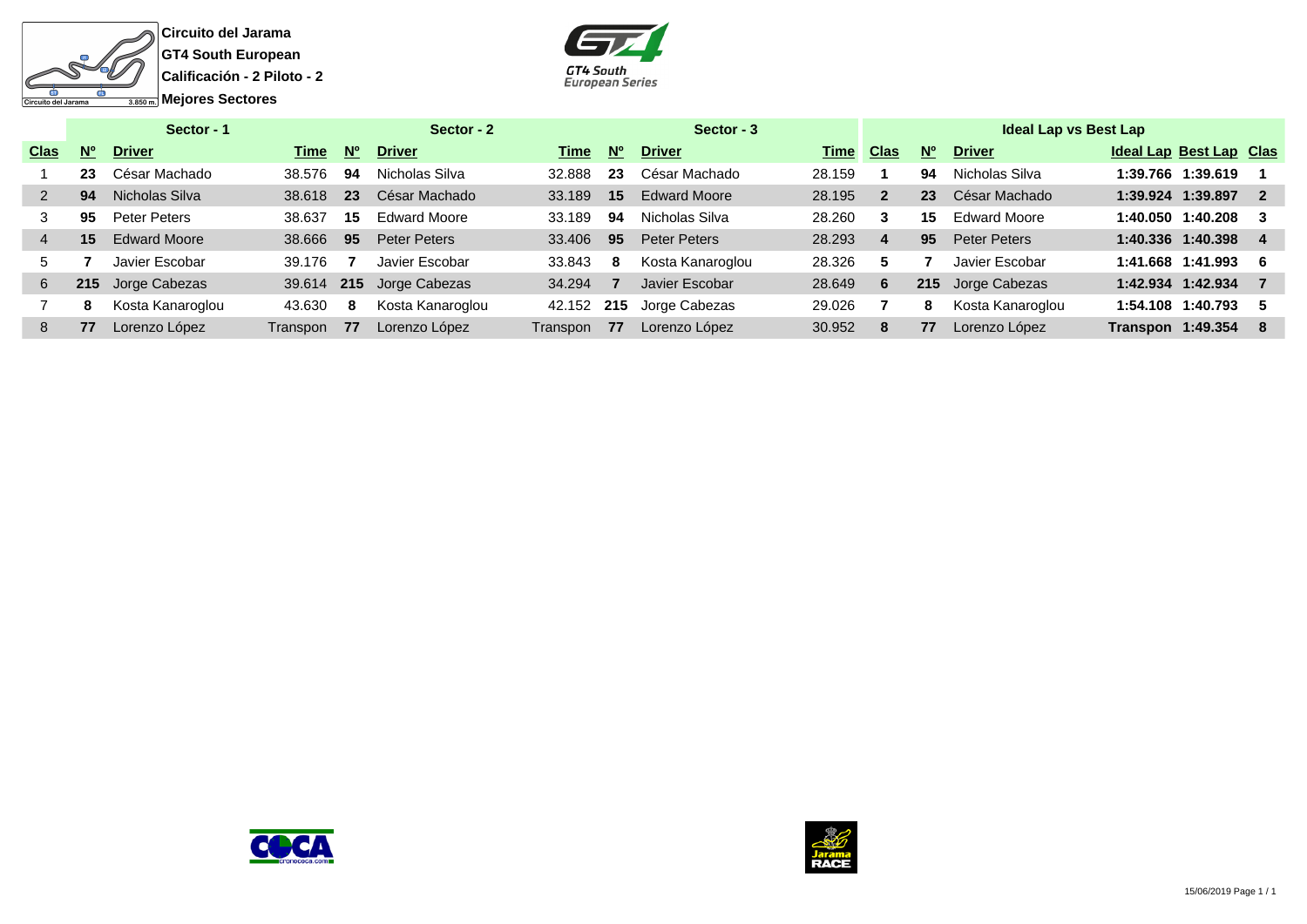**Circuito del Jarama**
**GT4 South European**
**Calificación - 2 Piloto - 2**
**Mejores Sectores**

| Sector - 1 | | | | Sector - 2 | | | Sector - 3 | | | Ideal Lap vs Best Lap | | | | | |
|---|---|---|---|---|---|---|---|---|---|---|---|---|---|---|---|
| **Clas** | **Nº** | **Driver** | **Time** | **Nº** | **Driver** | **Time** | **Nº** | **Driver** | **Time** | **Clas** | **Nº** | **Driver** | **Ideal Lap** | **Best Lap** | **Clas** |
| 1 | **23** | César Machado | 38.576 | **94** | Nicholas Silva | 32.888 | **23** | César Machado | 28.159 | **1** | **94** | Nicholas Silva | **1:39.766** | **1:39.619** | **1** |
| 2 | **94** | Nicholas Silva | 38.618 | **23** | César Machado | 33.189 | **15** | Edward Moore | 28.195 | **2** | **23** | César Machado | **1:39.924** | **1:39.897** | **2** |
| 3 | **95** | Peter Peters | 38.637 | **15** | Edward Moore | 33.189 | **94** | Nicholas Silva | 28.260 | **3** | **15** | Edward Moore | **1:40.050** | **1:40.208** | **3** |
| 4 | **15** | Edward Moore | 38.666 | **95** | Peter Peters | 33.406 | **95** | Peter Peters | 28.293 | **4** | **95** | Peter Peters | **1:40.336** | **1:40.398** | **4** |
| 5 | **7** | Javier Escobar | 39.176 | **7** | Javier Escobar | 33.843 | **8** | Kosta Kanaroglou | 28.326 | **5** | **7** | Javier Escobar | **1:41.668** | **1:41.993** | **6** |
| 6 | **215** | Jorge Cabezas | 39.614 | **215** | Jorge Cabezas | 34.294 | **7** | Javier Escobar | 28.649 | **6** | **215** | Jorge Cabezas | **1:42.934** | **1:42.934** | **7** |
| 7 | **8** | Kosta Kanaroglou | 43.630 | **8** | Kosta Kanaroglou | 42.152 | **215** | Jorge Cabezas | 29.026 | **7** | **8** | Kosta Kanaroglou | **1:54.108** | **1:40.793** | **5** |
| 8 | **77** | Lorenzo López | Transpon | **77** | Lorenzo López | Transpon | **77** | Lorenzo López | 30.952 | **8** | **77** | Lorenzo López | **Transpon** | **1:49.354** | **8** |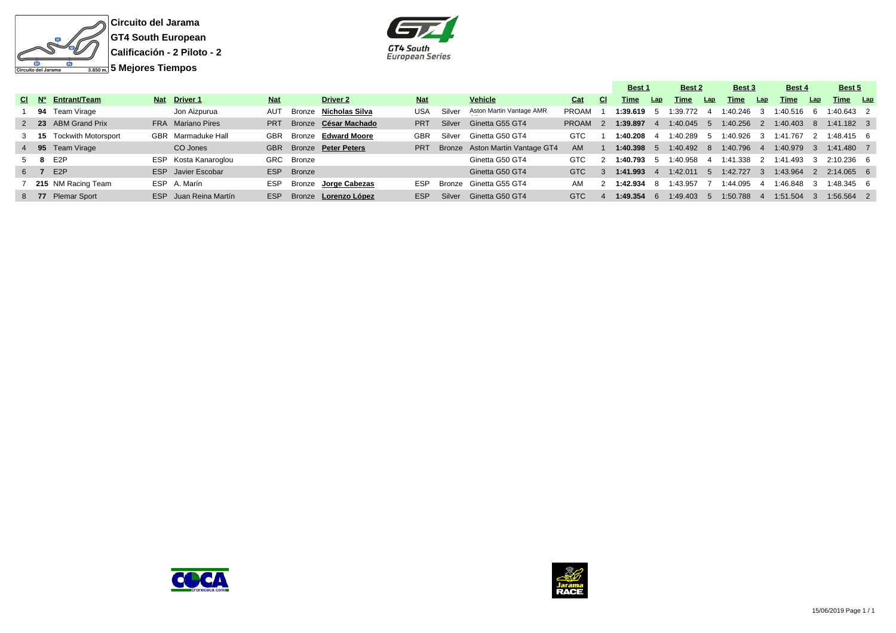**Circuito del Jarama**

**GT4 South European**

**Calificación - 2 Piloto - 2**

**5 Mejores Tiempos**

| Cl | Nº | Entrant/Team | Nat | Driver 1 | Nat | | Driver 2 | Nat | | Vehicle | Cat | Cl | Best 1 Time | Lap | Best 2 Time | Lap | Best 3 Time | Lap | Best 4 Time | Lap | Best 5 Time | Lap |
|---|---|---|---|---|---|---|---|---|---|---|---|---|---|---|---|---|---|---|---|---|---|---|
| 1 | **94** | Team Virage | | Jon Aizpurua | AUT | Bronze | **Nicholas Silva** | USA | Silver | Aston Martin Vantage AMR | PROAM | 1 | **1:39.619** | 5 | 1:39.772 | 4 | 1:40.246 | 3 | 1:40.516 | 6 | 1:40.643 | 2 |
| 2 | **23** | ABM Grand Prix | FRA | Mariano Pires | PRT | Bronze | **César Machado** | PRT | Silver | Ginetta G55 GT4 | PROAM | 2 | **1:39.897** | 4 | 1:40.045 | 5 | 1:40.256 | 2 | 1:40.403 | 8 | 1:41.182 | 3 |
| 3 | **15** | Tockwith Motorsport | GBR | Marmaduke Hall | GBR | Bronze | **Edward Moore** | GBR | Silver | Ginetta G50 GT4 | GTC | 1 | **1:40.208** | 4 | 1:40.289 | 5 | 1:40.926 | 3 | 1:41.767 | 2 | 1:48.415 | 6 |
| 4 | **95** | Team Virage | | CO Jones | GBR | Bronze | **Peter Peters** | PRT | Bronze | Aston Martin Vantage GT4 | AM | 1 | **1:40.398** | 5 | 1:40.492 | 8 | 1:40.796 | 4 | 1:40.979 | 3 | 1:41.480 | 7 |
| 5 | **8** | E2P | ESP | Kosta Kanaroglou | GRC | Bronze | | | | Ginetta G50 GT4 | GTC | 2 | **1:40.793** | 5 | 1:40.958 | 4 | 1:41.338 | 2 | 1:41.493 | 3 | 2:10.236 | 6 |
| 6 | **7** | E2P | ESP | Javier Escobar | ESP | Bronze | | | | Ginetta G50 GT4 | GTC | 3 | **1:41.993** | 4 | 1:42.011 | 5 | 1:42.727 | 3 | 1:43.964 | 2 | 2:14.065 | 6 |
| 7 | **215** | NM Racing Team | ESP | A. Marín | ESP | Bronze | **Jorge Cabezas** | ESP | Bronze | Ginetta G55 GT4 | AM | 2 | **1:42.934** | 8 | 1:43.957 | 7 | 1:44.095 | 4 | 1:46.848 | 3 | 1:48.345 | 6 |
| 8 | **77** | Plemar Sport | ESP | Juan Reina Martín | ESP | Bronze | **Lorenzo López** | ESP | Silver | Ginetta G50 GT4 | GTC | 4 | **1:49.354** | 6 | 1:49.403 | 5 | 1:50.788 | 4 | 1:51.504 | 3 | 1:56.564 | 2 |

15/06/2019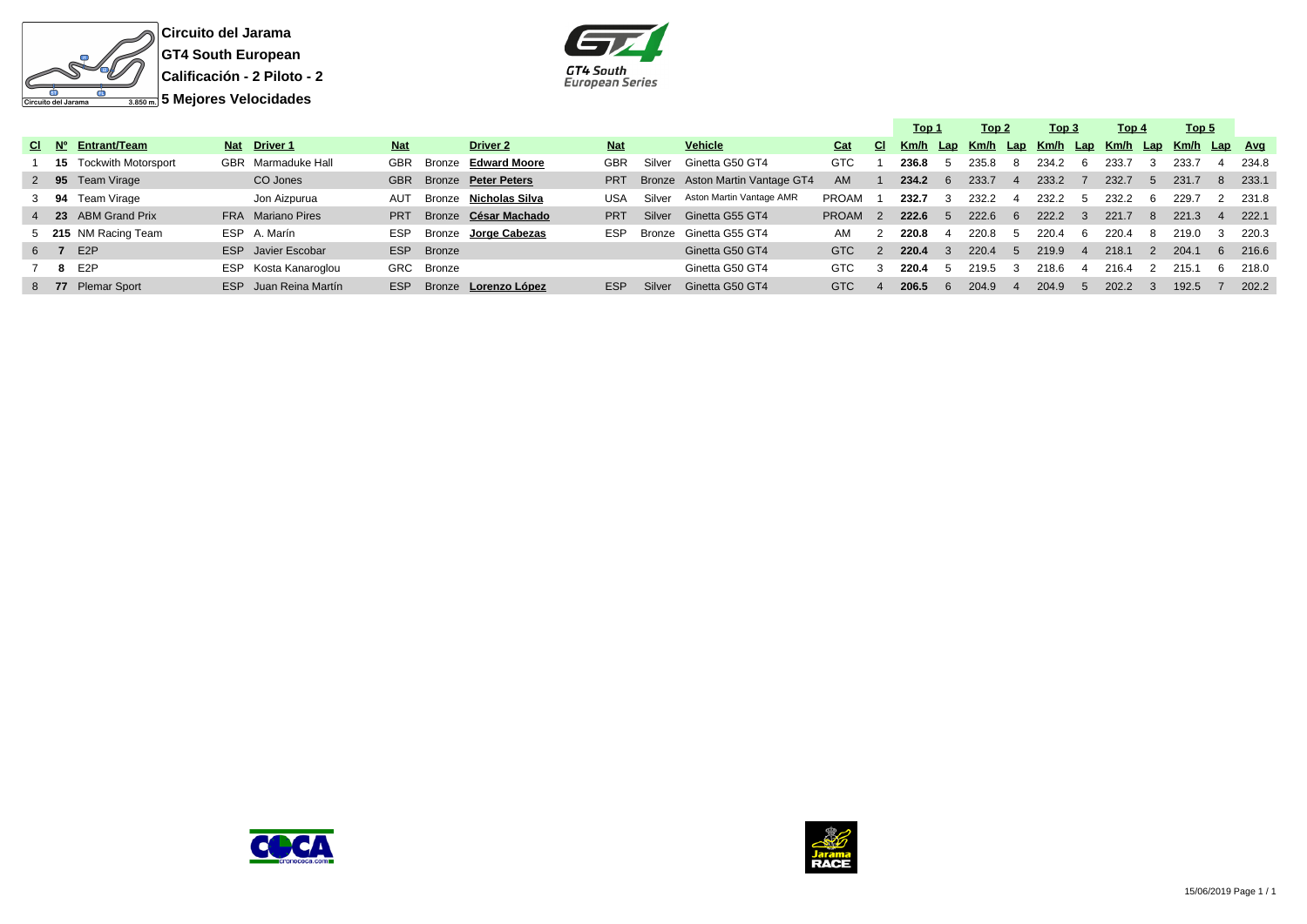**Circuito del Jarama**
**GT4 South European**
**Calificación - 2 Piloto - 2**
**5 Mejores Velocidades**

| Cl | Nº | Entrant/Team | Nat | Driver 1 | Nat | | Driver 2 | Nat | | Vehicle | Cat | Cl | Top 1 Km/h | Lap | Top 2 Km/h | Lap | Top 3 Km/h | Lap | Top 4 Km/h | Lap | Top 5 Km/h | Lap | Avg |
|---|---|---|---|---|---|---|---|---|---|---|---|---|---|---|---|---|---|---|---|---|---|---|---|
| 1 | **15** | Tockwith Motorsport | GBR | Marmaduke Hall | GBR | Bronze | **Edward Moore** | GBR | Silver | Ginetta G50 GT4 | GTC | 1 | **236.8** | 5 | 235.8 | 8 | 234.2 | 6 | 233.7 | 3 | 233.7 | 4 | 234.8 |
| 2 | **95** | Team Virage | | CO Jones | GBR | Bronze | **Peter Peters** | PRT | Bronze | Aston Martin Vantage GT4 | AM | 1 | **234.2** | 6 | 233.7 | 4 | 233.2 | 7 | 232.7 | 5 | 231.7 | 8 | 233.1 |
| 3 | **94** | Team Virage | | Jon Aizpurua | AUT | Bronze | **Nicholas Silva** | USA | Silver | Aston Martin Vantage AMR | PROAM | 1 | **232.7** | 3 | 232.2 | 4 | 232.2 | 5 | 232.2 | 6 | 229.7 | 2 | 231.8 |
| 4 | **23** | ABM Grand Prix | FRA | Mariano Pires | PRT | Bronze | **César Machado** | PRT | Silver | Ginetta G55 GT4 | PROAM | 2 | **222.6** | 5 | 222.6 | 6 | 222.2 | 3 | 221.7 | 8 | 221.3 | 4 | 222.1 |
| 5 | **215** | NM Racing Team | ESP | A. Marín | ESP | Bronze | **Jorge Cabezas** | ESP | Bronze | Ginetta G55 GT4 | AM | 2 | **220.8** | 4 | 220.8 | 5 | 220.4 | 6 | 220.4 | 8 | 219.0 | 3 | 220.3 |
| 6 | **7** | E2P | ESP | Javier Escobar | ESP | Bronze | | | | Ginetta G50 GT4 | GTC | 2 | **220.4** | 3 | 220.4 | 5 | 219.9 | 4 | 218.1 | 2 | 204.1 | 6 | 216.6 |
| 7 | **8** | E2P | ESP | Kosta Kanaroglou | GRC | Bronze | | | | Ginetta G50 GT4 | GTC | 3 | **220.4** | 5 | 219.5 | 3 | 218.6 | 4 | 216.4 | 2 | 215.1 | 6 | 218.0 |
| 8 | **77** | Plemar Sport | ESP | Juan Reina Martín | ESP | Bronze | **Lorenzo López** | ESP | Silver | Ginetta G50 GT4 | GTC | 4 | **206.5** | 6 | 204.9 | 4 | 204.9 | 5 | 202.2 | 3 | 192.5 | 7 | 202.2 |

15/06/2019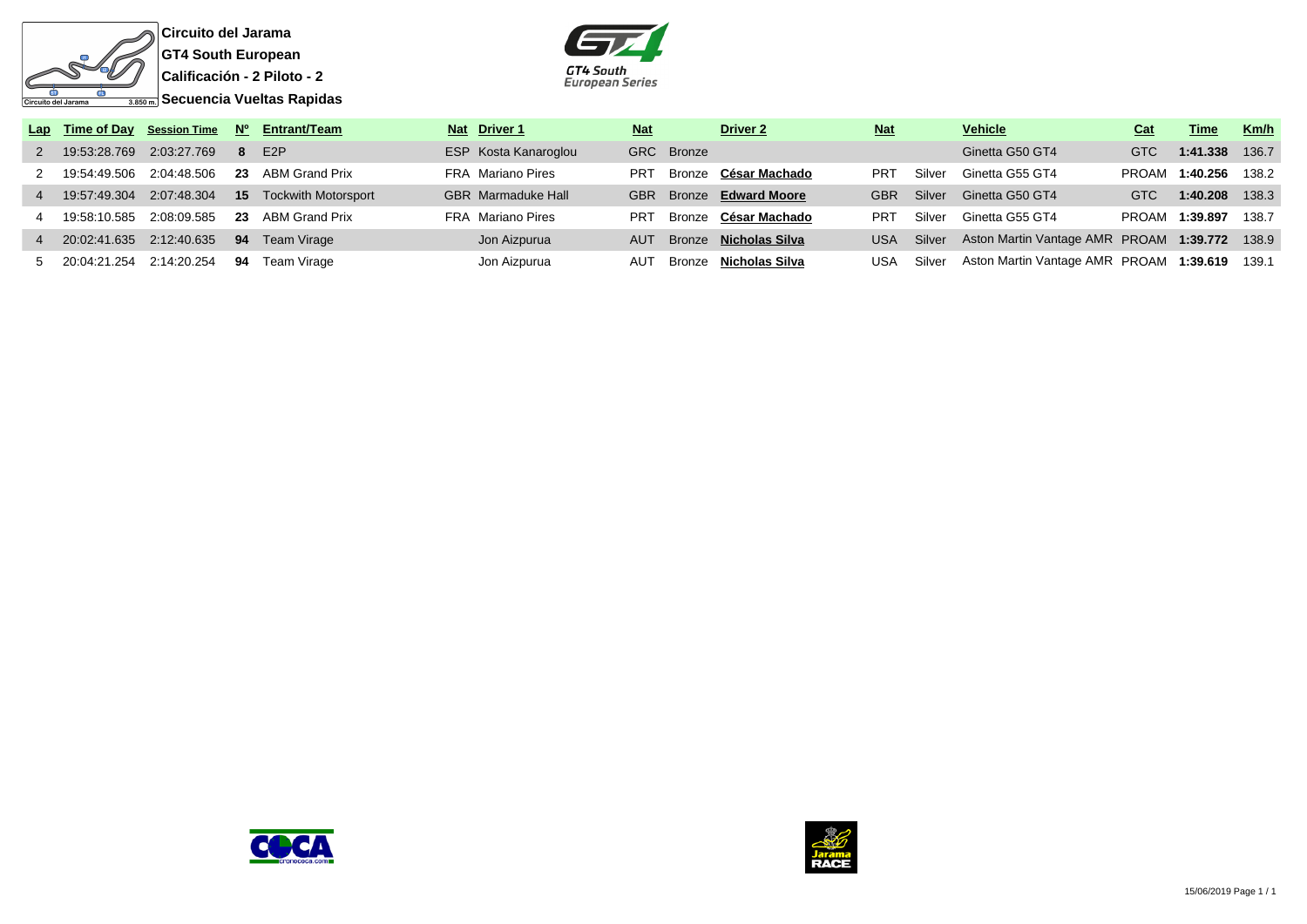**Circuito del Jarama**

**GT4 South European**

**Calificación - 2 Piloto - 2**

**Secuencia Vueltas Rapidas**

| Lap | Time of Day | Session Time | Nº | Entrant/Team | Nat | Driver 1 | Nat | | Driver 2 | Nat | | Vehicle | Cat | Time | Km/h |
|---|---|---|---|---|---|---|---|---|---|---|---|---|---|---|---|
| 2 | 19:53:28.769 | 2:03:27.769 | **8** | E2P | ESP | Kosta Kanaroglou | GRC | Bronze | | | | Ginetta G50 GT4 | GTC | **1:41.338** | 136.7 |
| 2 | 19:54:49.506 | 2:04:48.506 | **23** | ABM Grand Prix | FRA | Mariano Pires | PRT | Bronze | **César Machado** | PRT | Silver | Ginetta G55 GT4 | PROAM | **1:40.256** | 138.2 |
| 4 | 19:57:49.304 | 2:07:48.304 | **15** | Tockwith Motorsport | GBR | Marmaduke Hall | GBR | Bronze | **Edward Moore** | GBR | Silver | Ginetta G50 GT4 | GTC | **1:40.208** | 138.3 |
| 4 | 19:58:10.585 | 2:08:09.585 | **23** | ABM Grand Prix | FRA | Mariano Pires | PRT | Bronze | **César Machado** | PRT | Silver | Ginetta G55 GT4 | PROAM | **1:39.897** | 138.7 |
| 4 | 20:02:41.635 | 2:12:40.635 | **94** | Team Virage | | Jon Aizpurua | AUT | Bronze | **Nicholas Silva** | USA | Silver | Aston Martin Vantage AMR | PROAM | **1:39.772** | 138.9 |
| 5 | 20:04:21.254 | 2:14:20.254 | **94** | Team Virage | | Jon Aizpurua | AUT | Bronze | **Nicholas Silva** | USA | Silver | Aston Martin Vantage AMR | PROAM | **1:39.619** | 139.1 |

15/06/2019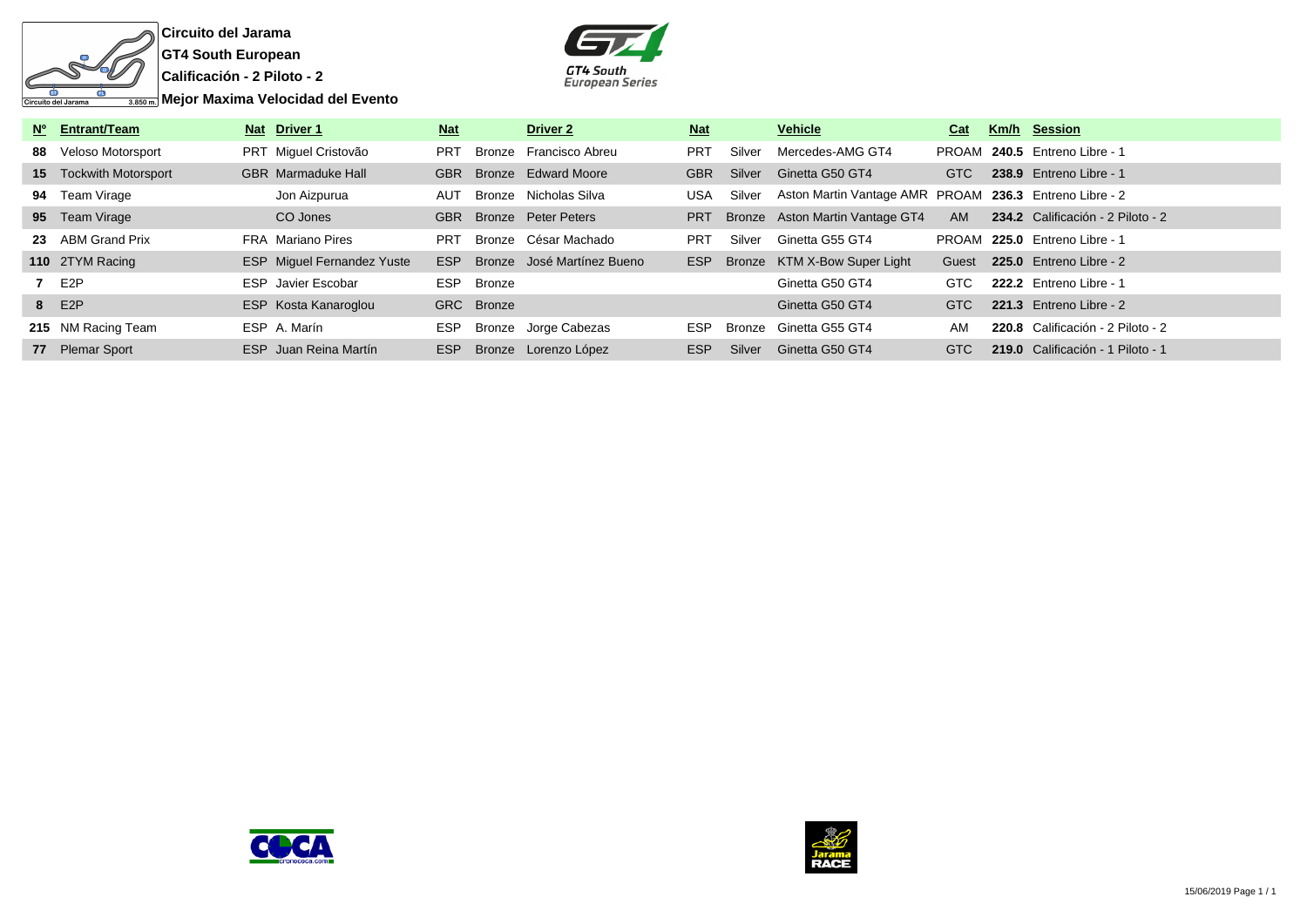**Circuito del Jarama**

**GT4 South European**

**Calificación - 2 Piloto - 2**

**Mejor Maxima Velocidad del Evento**

| Nº | Entrant/Team | Nat | Driver 1 | Nat | | Driver 2 | Nat | | Vehicle | Cat | Km/h | Session |
|---|---|---|---|---|---|---|---|---|---|---|---|---|
| 88 | Veloso Motorsport | PRT | Miguel Cristovão | PRT | Bronze | Francisco Abreu | PRT | Silver | Mercedes-AMG GT4 | PROAM | 240.5 | Entreno Libre - 1 |
| 15 | Tockwith Motorsport | GBR | Marmaduke Hall | GBR | Bronze | Edward Moore | GBR | Silver | Ginetta G50 GT4 | GTC | 238.9 | Entreno Libre - 1 |
| 94 | Team Virage | | Jon Aizpurua | AUT | Bronze | Nicholas Silva | USA | Silver | Aston Martin Vantage AMR | PROAM | 236.3 | Entreno Libre - 2 |
| 95 | Team Virage | | CO Jones | GBR | Bronze | Peter Peters | PRT | Bronze | Aston Martin Vantage GT4 | AM | 234.2 | Calificación - 2 Piloto - 2 |
| 23 | ABM Grand Prix | FRA | Mariano Pires | PRT | Bronze | César Machado | PRT | Silver | Ginetta G55 GT4 | PROAM | 225.0 | Entreno Libre - 1 |
| 110 | 2TYM Racing | ESP | Miguel Fernandez Yuste | ESP | Bronze | José Martínez Bueno | ESP | Bronze | KTM X-Bow Super Light | Guest | 225.0 | Entreno Libre - 2 |
| 7 | E2P | ESP | Javier Escobar | ESP | Bronze | | | | Ginetta G50 GT4 | GTC | 222.2 | Entreno Libre - 1 |
| 8 | E2P | ESP | Kosta Kanaroglou | GRC | Bronze | | | | Ginetta G50 GT4 | GTC | 221.3 | Entreno Libre - 2 |
| 215 | NM Racing Team | ESP | A. Marín | ESP | Bronze | Jorge Cabezas | ESP | Bronze | Ginetta G55 GT4 | AM | 220.8 | Calificación - 2 Piloto - 2 |
| 77 | Plemar Sport | ESP | Juan Reina Martín | ESP | Bronze | Lorenzo López | ESP | Silver | Ginetta G50 GT4 | GTC | 219.0 | Calificación - 1 Piloto - 1 |

15/06/2019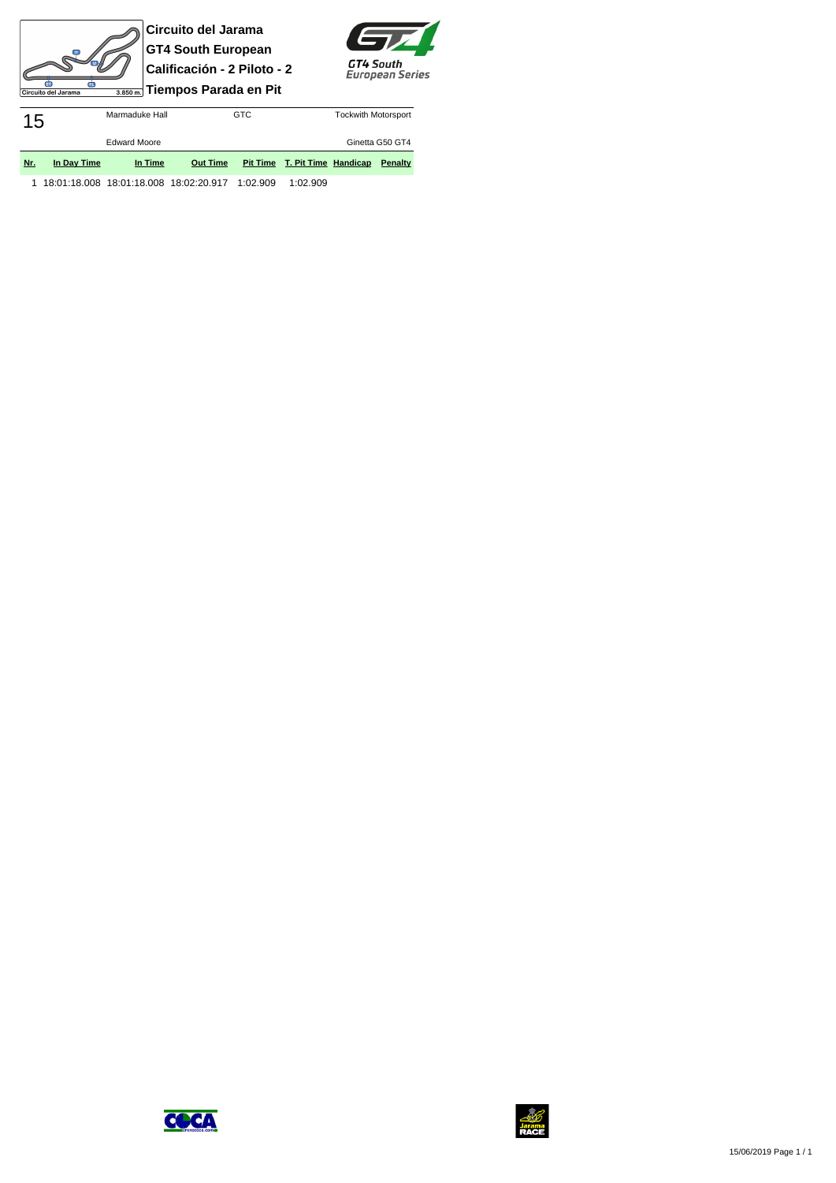# Circuito del Jarama

## GT4 South European

## Calificación - 2 Piloto - 2

## Tiempos Parada en Pit

Circuito del Jarama 3.850 m.

GT4 South European Series

| | | | |
|---|---|---|---|
| 15 | Marmaduke Hall | GTC | Tockwith Motorsport |
| | Edward Moore | | Ginetta G50 GT4 |

| Nr. | In Day Time | In Time | Out Time | Pit Time | T. Pit Time | Handicap | Penalty |
|---|---|---|---|---|---|---|---|
| 1 | 18:01:18.008 | 18:01:18.008 | 18:02:20.917 | 1:02.909 | 1:02.909 | | |

15/06/2019